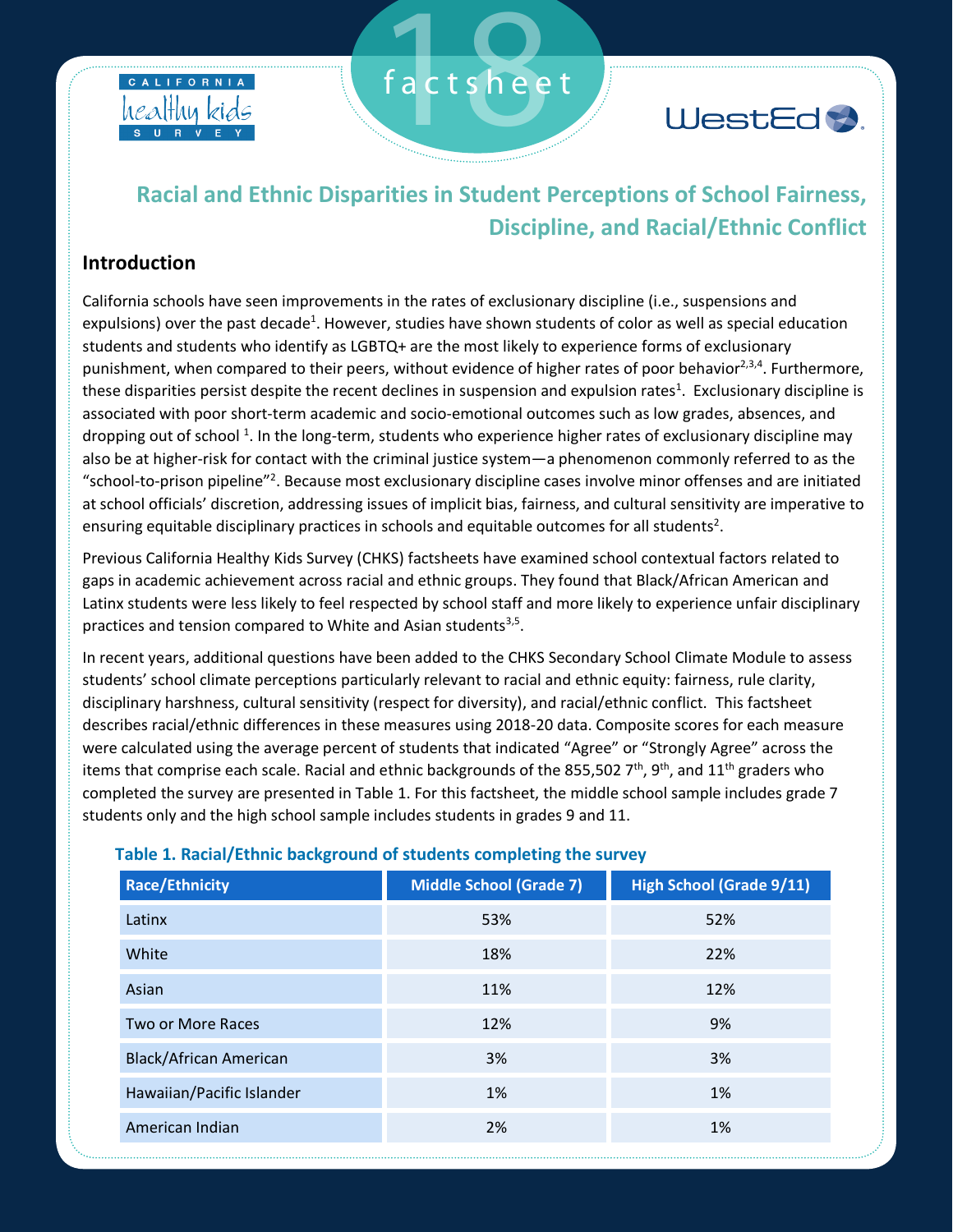# Racial and Ethnic Disparities in Student Perceptions of School Fairness, Discipline, and Racial/Ethnic Conflict

## Introduction

California schools have seen improvements in the rates of exclusionary discipline (i.e., suspensions and expulsions) over the past decade[1]. However, studies have shown students of color as well as special education students and students who identify as LGBTQ+ are the most likely to experience forms of exclusionary punishment, when compared to their peers, without evidence of higher rates of poor behavior[2,3,4]. Furthermore, these disparities persist despite the recent declines in suspension and expulsion rates[1]. Exclusionary discipline is associated with poor short-term academic and socio-emotional outcomes such as low grades, absences, and dropping out of school [1]. In the long-term, students who experience higher rates of exclusionary discipline may also be at higher-risk for contact with the criminal justice system—a phenomenon commonly referred to as the "school-to-prison pipeline"[2]. Because most exclusionary discipline cases involve minor offenses and are initiated at school officials' discretion, addressing issues of implicit bias, fairness, and cultural sensitivity are imperative to ensuring equitable disciplinary practices in schools and equitable outcomes for all students[2].

Previous California Healthy Kids Survey (CHKS) factsheets have examined school contextual factors related to gaps in academic achievement across racial and ethnic groups. They found that Black/African American and Latinx students were less likely to feel respected by school staff and more likely to experience unfair disciplinary practices and tension compared to White and Asian students[3,5].

In recent years, additional questions have been added to the CHKS Secondary School Climate Module to assess students' school climate perceptions particularly relevant to racial and ethnic equity: fairness, rule clarity, disciplinary harshness, cultural sensitivity (respect for diversity), and racial/ethnic conflict. This factsheet describes racial/ethnic differences in these measures using 2018-20 data. Composite scores for each measure were calculated using the average percent of students that indicated "Agree" or "Strongly Agree" across the items that comprise each scale. Racial and ethnic backgrounds of the 855,502 7th, 9th, and 11th graders who completed the survey are presented in Table 1. For this factsheet, the middle school sample includes grade 7 students only and the high school sample includes students in grades 9 and 11.

**Table 1. Racial/Ethnic background of students completing the survey**

| Race/Ethnicity | Middle School (Grade 7) | High School (Grade 9/11) |
|---|---|---|
| Latinx | 53% | 52% |
| White | 18% | 22% |
| Asian | 11% | 12% |
| Two or More Races | 12% | 9% |
| Black/African American | 3% | 3% |
| Hawaiian/Pacific Islander | 1% | 1% |
| American Indian | 2% | 1% |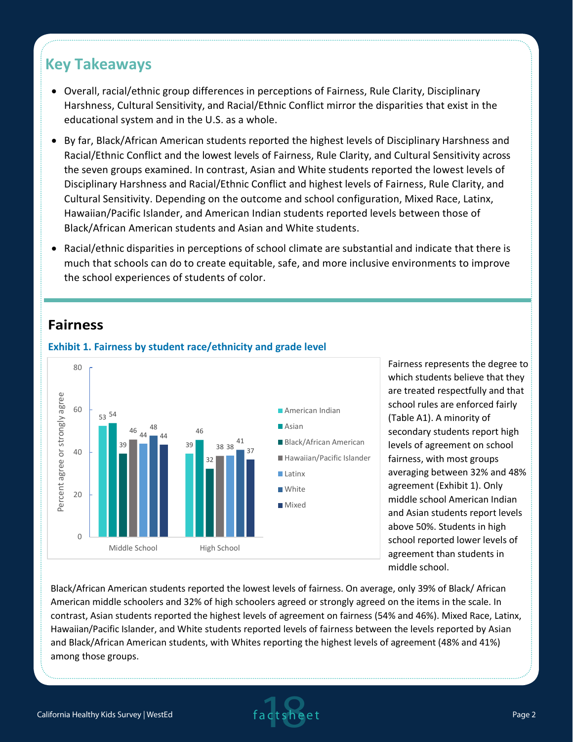## Key Takeaways

- Overall, racial/ethnic group differences in perceptions of Fairness, Rule Clarity, Disciplinary Harshness, Cultural Sensitivity, and Racial/Ethnic Conflict mirror the disparities that exist in the educational system and in the U.S. as a whole.
- By far, Black/African American students reported the highest levels of Disciplinary Harshness and Racial/Ethnic Conflict and the lowest levels of Fairness, Rule Clarity, and Cultural Sensitivity across the seven groups examined. In contrast, Asian and White students reported the lowest levels of Disciplinary Harshness and Racial/Ethnic Conflict and highest levels of Fairness, Rule Clarity, and Cultural Sensitivity. Depending on the outcome and school configuration, Mixed Race, Latinx, Hawaiian/Pacific Islander, and American Indian students reported levels between those of Black/African American students and Asian and White students.
- Racial/ethnic disparities in perceptions of school climate are substantial and indicate that there is much that schools can do to create equitable, safe, and more inclusive environments to improve the school experiences of students of color.

## Fairness

**Exhibit 1. Fairness by student race/ethnicity and grade level**

Percent agree or strongly agree

| | American Indian | Asian | Black/African American | Hawaiian/Pacific Islander | Latinx | White | Mixed |
|---|---|---|---|---|---|---|---|
| Middle School | 53 | 54 | 39 | 46 | 44 | 48 | 44 |
| High School | 39 | 46 | 32 | 38 | 38 | 41 | 37 |

Fairness represents the degree to which students believe that they are treated respectfully and that school rules are enforced fairly (Table A1). A minority of secondary students report high levels of agreement on school fairness, with most groups averaging between 32% and 48% agreement (Exhibit 1). Only middle school American Indian and Asian students report levels above 50%. Students in high school reported lower levels of agreement than students in middle school.

Black/African American students reported the lowest levels of fairness. On average, only 39% of Black/ African American middle schoolers and 32% of high schoolers agreed or strongly agreed on the items in the scale. In contrast, Asian students reported the highest levels of agreement on fairness (54% and 46%). Mixed Race, Latinx, Hawaiian/Pacific Islander, and White students reported levels of fairness between the levels reported by Asian and Black/African American students, with Whites reporting the highest levels of agreement (48% and 41%) among those groups.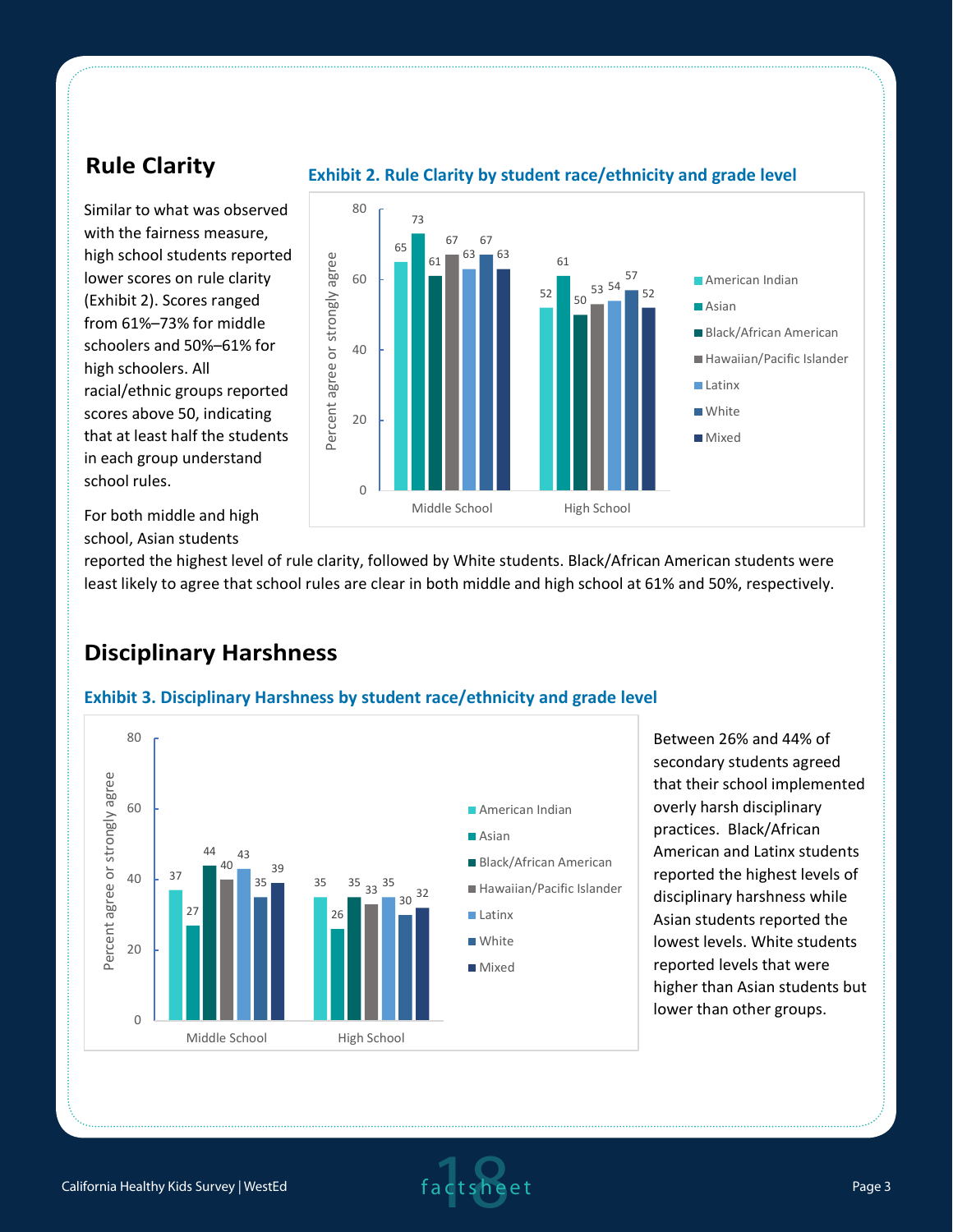## Rule Clarity

Similar to what was observed with the fairness measure, high school students reported lower scores on rule clarity (Exhibit 2). Scores ranged from 61%–73% for middle schoolers and 50%–61% for high schoolers. All racial/ethnic groups reported scores above 50, indicating that at least half the students in each group understand school rules.

**Exhibit 2. Rule Clarity by student race/ethnicity and grade level**

| Percent agree or strongly agree | Middle School | High School |
|---|---|---|
| American Indian | 65 | 52 |
| Asian | 73 | 61 |
| Black/African American | 61 | 50 |
| Hawaiian/Pacific Islander | 67 | 53 |
| Latinx | 63 | 54 |
| White | 67 | 57 |
| Mixed | 63 | 52 |

For both middle and high school, Asian students reported the highest level of rule clarity, followed by White students. Black/African American students were least likely to agree that school rules are clear in both middle and high school at 61% and 50%, respectively.

## Disciplinary Harshness

**Exhibit 3. Disciplinary Harshness by student race/ethnicity and grade level**

| Percent agree or strongly agree | Middle School | High School |
|---|---|---|
| American Indian | 37 | 35 |
| Asian | 27 | 26 |
| Black/African American | 44 | 35 |
| Hawaiian/Pacific Islander | 40 | 33 |
| Latinx | 43 | 35 |
| White | 35 | 30 |
| Mixed | 39 | 32 |

Between 26% and 44% of secondary students agreed that their school implemented overly harsh disciplinary practices. Black/African American and Latinx students reported the highest levels of disciplinary harshness while Asian students reported the lowest levels. White students reported levels that were higher than Asian students but lower than other groups.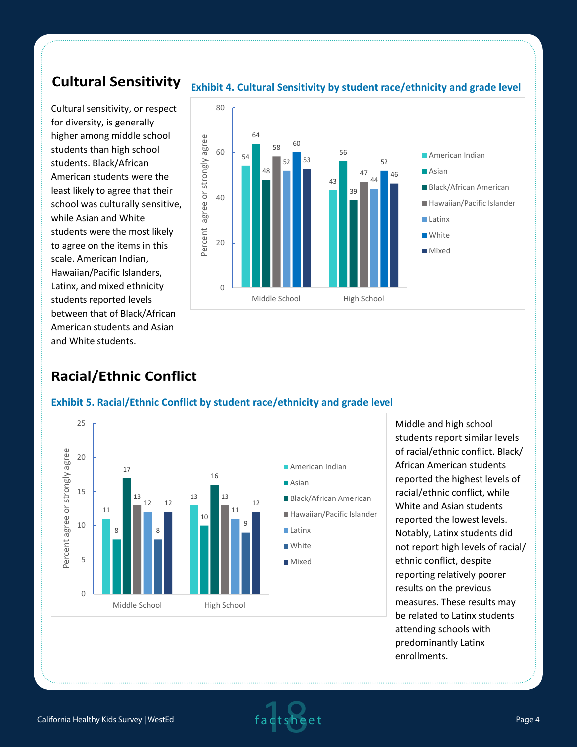## Cultural Sensitivity

Cultural sensitivity, or respect for diversity, is generally higher among middle school students than high school students. Black/African American students were the least likely to agree that their school was culturally sensitive, while Asian and White students were the most likely to agree on the items in this scale. American Indian, Hawaiian/Pacific Islanders, Latinx, and mixed ethnicity students reported levels between that of Black/African American students and Asian and White students.

**Exhibit 4. Cultural Sensitivity by student race/ethnicity and grade level**

Percent agree or strongly agree

| | Middle School | High School |
|---|---|---|
| American Indian | 54 | 43 |
| Asian | 64 | 56 |
| Black/African American | 48 | 39 |
| Hawaiian/Pacific Islander | 58 | 47 |
| Latinx | 52 | 44 |
| White | 60 | 52 |
| Mixed | 53 | 46 |

## Racial/Ethnic Conflict

**Exhibit 5. Racial/Ethnic Conflict by student race/ethnicity and grade level**

Percent agree or strongly agree

| | Middle School | High School |
|---|---|---|
| American Indian | 11 | 13 |
| Asian | 8 | 10 |
| Black/African American | 17 | 16 |
| Hawaiian/Pacific Islander | 13 | 13 |
| Latinx | 12 | 11 |
| White | 8 | 9 |
| Mixed | 12 | 12 |

Middle and high school students report similar levels of racial/ethnic conflict. Black/African American students reported the highest levels of racial/ethnic conflict, while White and Asian students reported the lowest levels. Notably, Latinx students did not report high levels of racial/ethnic conflict, despite reporting relatively poorer results on the previous measures. These results may be related to Latinx students attending schools with predominantly Latinx enrollments.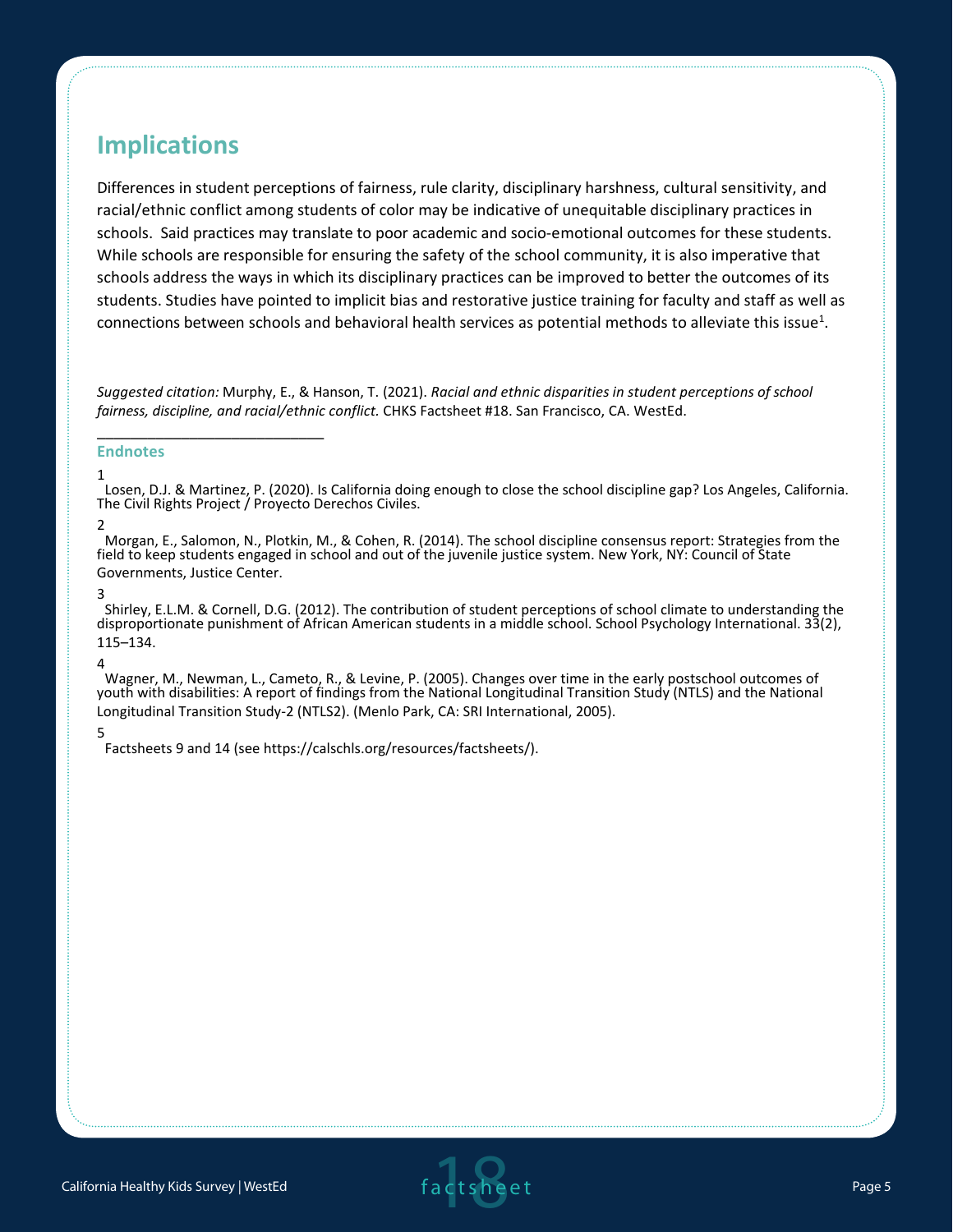## Implications

Differences in student perceptions of fairness, rule clarity, disciplinary harshness, cultural sensitivity, and racial/ethnic conflict among students of color may be indicative of unequitable disciplinary practices in schools. Said practices may translate to poor academic and socio-emotional outcomes for these students. While schools are responsible for ensuring the safety of the school community, it is also imperative that schools address the ways in which its disciplinary practices can be improved to better the outcomes of its students. Studies have pointed to implicit bias and restorative justice training for faculty and staff as well as connections between schools and behavioral health services as potential methods to alleviate this issue[1].

*Suggested citation:* Murphy, E., & Hanson, T. (2021). *Racial and ethnic disparities in student perceptions of school fairness, discipline, and racial/ethnic conflict.* CHKS Factsheet #18. San Francisco, CA. WestEd.

---

### Endnotes

1 Losen, D.J. & Martinez, P. (2020). Is California doing enough to close the school discipline gap? Los Angeles, California. The Civil Rights Project / Proyecto Derechos Civiles.

2 Morgan, E., Salomon, N., Plotkin, M., & Cohen, R. (2014). The school discipline consensus report: Strategies from the field to keep students engaged in school and out of the juvenile justice system. New York, NY: Council of State Governments, Justice Center.

3 Shirley, E.L.M. & Cornell, D.G. (2012). The contribution of student perceptions of school climate to understanding the disproportionate punishment of African American students in a middle school. School Psychology International. 33(2), 115–134.

4 Wagner, M., Newman, L., Cameto, R., & Levine, P. (2005). Changes over time in the early postschool outcomes of youth with disabilities: A report of findings from the National Longitudinal Transition Study (NTLS) and the National Longitudinal Transition Study-2 (NTLS2). (Menlo Park, CA: SRI International, 2005).

5 Factsheets 9 and 14 (see https://calschls.org/resources/factsheets/).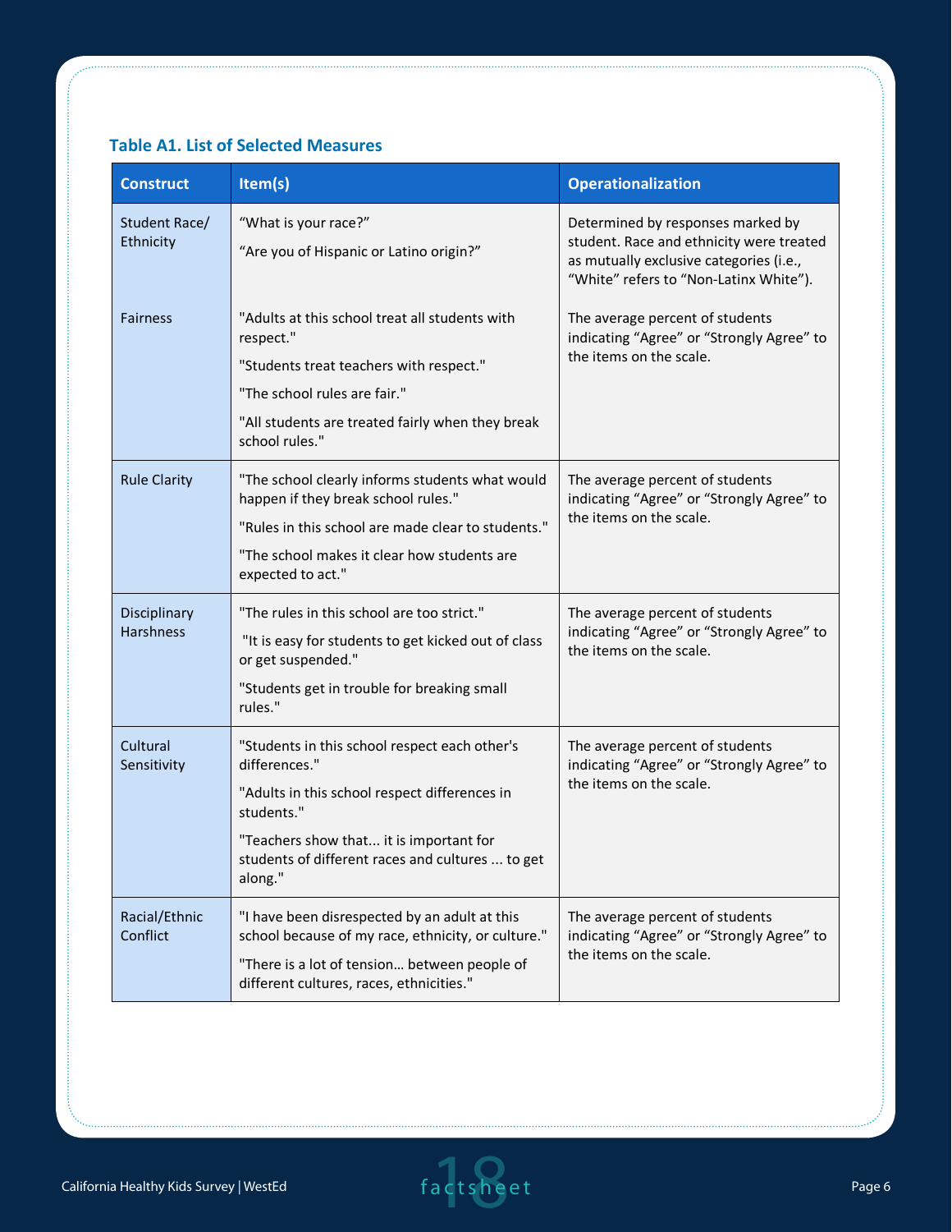### Table A1. List of Selected Measures

| Construct | Item(s) | Operationalization |
| --- | --- | --- |
| Student Race/ Ethnicity | "What is your race?"<br>"Are you of Hispanic or Latino origin?" | Determined by responses marked by student. Race and ethnicity were treated as mutually exclusive categories (i.e., "White" refers to "Non-Latinx White"). |
| Fairness | "Adults at this school treat all students with respect."<br>"Students treat teachers with respect."<br>"The school rules are fair."<br>"All students are treated fairly when they break school rules." | The average percent of students indicating "Agree" or "Strongly Agree" to the items on the scale. |
| Rule Clarity | "The school clearly informs students what would happen if they break school rules."<br>"Rules in this school are made clear to students."<br>"The school makes it clear how students are expected to act." | The average percent of students indicating "Agree" or "Strongly Agree" to the items on the scale. |
| Disciplinary Harshness | "The rules in this school are too strict."<br>"It is easy for students to get kicked out of class or get suspended."<br>"Students get in trouble for breaking small rules." | The average percent of students indicating "Agree" or "Strongly Agree" to the items on the scale. |
| Cultural Sensitivity | "Students in this school respect each other's differences."<br>"Adults in this school respect differences in students."<br>"Teachers show that... it is important for students of different races and cultures ... to get along." | The average percent of students indicating "Agree" or "Strongly Agree" to the items on the scale. |
| Racial/Ethnic Conflict | "I have been disrespected by an adult at this school because of my race, ethnicity, or culture."<br>"There is a lot of tension… between people of different cultures, races, ethnicities." | The average percent of students indicating "Agree" or "Strongly Agree" to the items on the scale. |